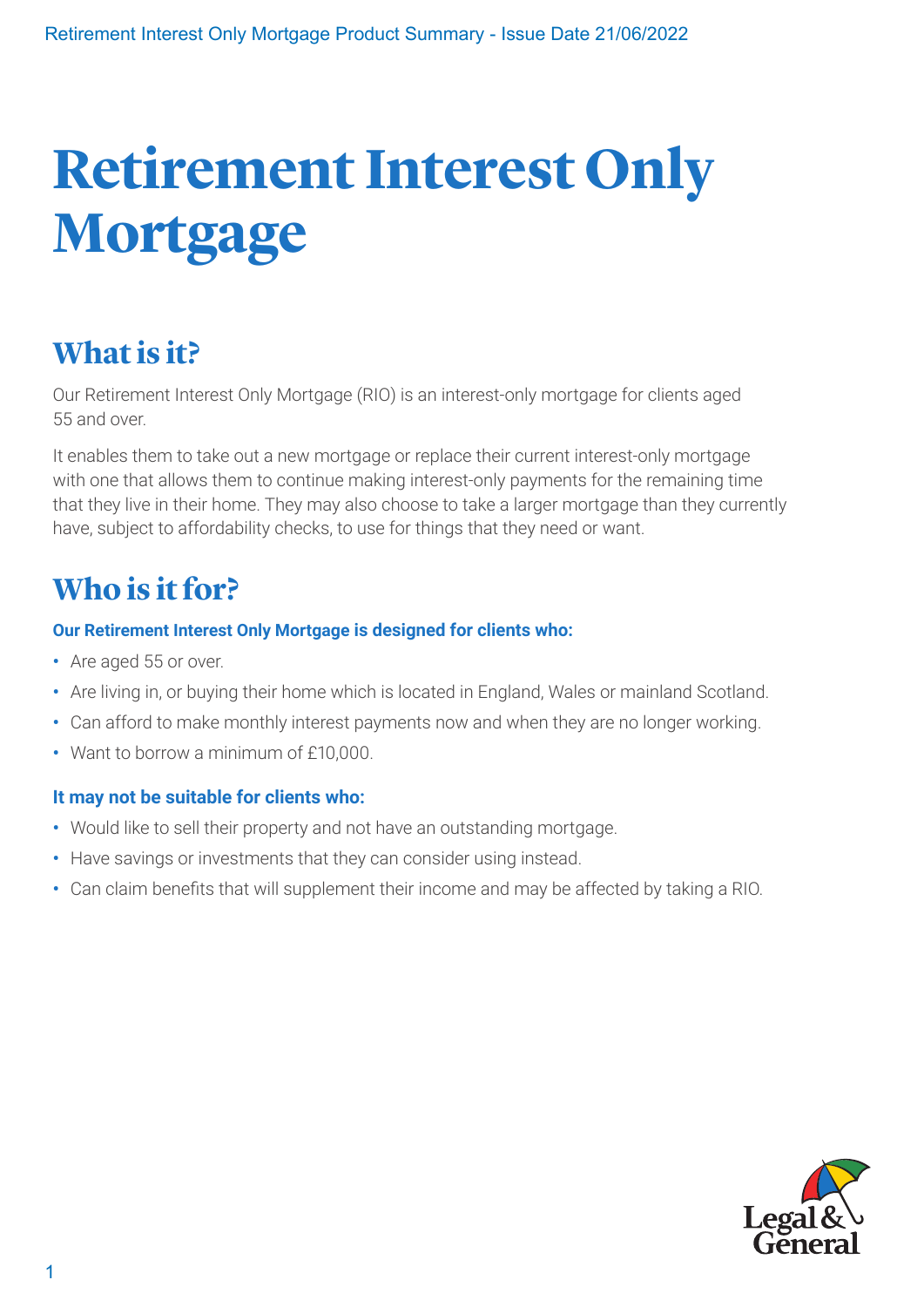# Retirement Interest Only Mortgage

## What is it?

Our Retirement Interest Only Mortgage (RIO) is an interest-only mortgage for clients aged 55 and over.

It enables them to take out a new mortgage or replace their current interest-only mortgage with one that allows them to continue making interest-only payments for the remaining time that they live in their home. They may also choose to take a larger mortgage than they currently have, subject to affordability checks, to use for things that they need or want.

## Who is it for?

**Our Retirement Interest Only Mortgage is designed for clients who:**

- Are aged 55 or over.
- Are living in, or buying their home which is located in England, Wales or mainland Scotland.
- Can afford to make monthly interest payments now and when they are no longer working.
- Want to borrow a minimum of £10,000.

**It may not be suitable for clients who:**

- Would like to sell their property and not have an outstanding mortgage.
- Have savings or investments that they can consider using instead.
- Can claim benefits that will supplement their income and may be affected by taking a RIO.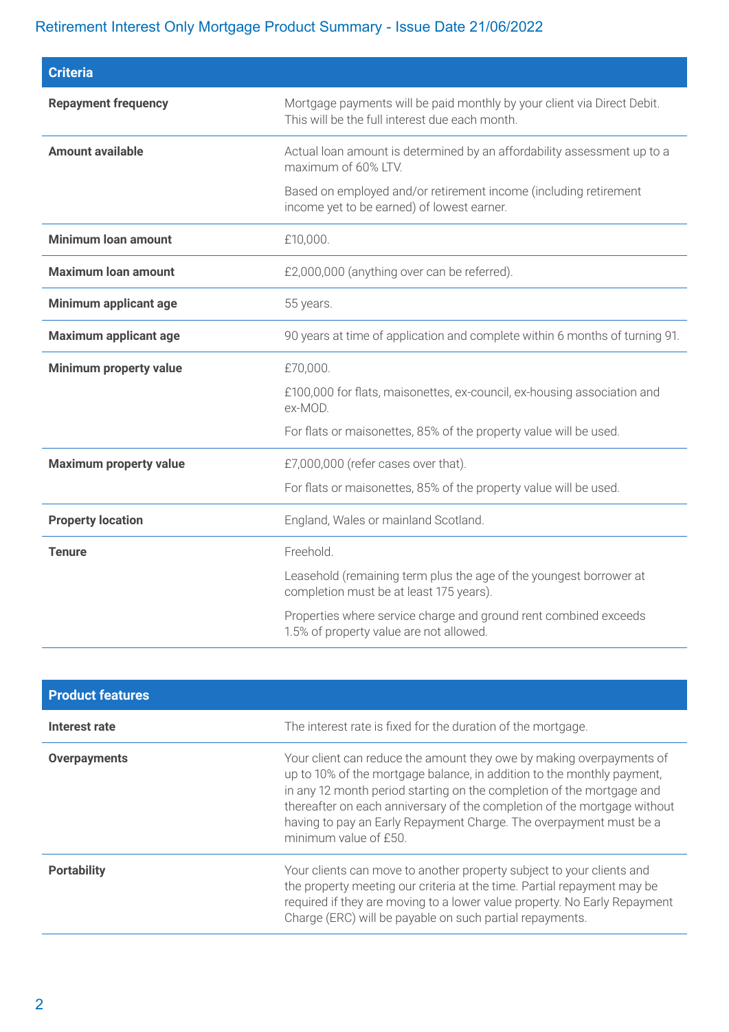## Retirement Interest Only Mortgage Product Summary - Issue Date 21/06/2022

| Criteria | |
|---|---|
| **Repayment frequency** | Mortgage payments will be paid monthly by your client via Direct Debit. This will be the full interest due each month. |
| **Amount available** | Actual loan amount is determined by an affordability assessment up to a maximum of 60% LTV.<br><br>Based on employed and/or retirement income (including retirement income yet to be earned) of lowest earner. |
| **Minimum loan amount** | £10,000. |
| **Maximum loan amount** | £2,000,000 (anything over can be referred). |
| **Minimum applicant age** | 55 years. |
| **Maximum applicant age** | 90 years at time of application and complete within 6 months of turning 91. |
| **Minimum property value** | £70,000.<br><br>£100,000 for flats, maisonettes, ex-council, ex-housing association and ex-MOD.<br><br>For flats or maisonettes, 85% of the property value will be used. |
| **Maximum property value** | £7,000,000 (refer cases over that).<br><br>For flats or maisonettes, 85% of the property value will be used. |
| **Property location** | England, Wales or mainland Scotland. |
| **Tenure** | Freehold.<br><br>Leasehold (remaining term plus the age of the youngest borrower at completion must be at least 175 years).<br><br>Properties where service charge and ground rent combined exceeds 1.5% of property value are not allowed. |

| Product features | |
|---|---|
| **Interest rate** | The interest rate is fixed for the duration of the mortgage. |
| **Overpayments** | Your client can reduce the amount they owe by making overpayments of up to 10% of the mortgage balance, in addition to the monthly payment, in any 12 month period starting on the completion of the mortgage and thereafter on each anniversary of the completion of the mortgage without having to pay an Early Repayment Charge. The overpayment must be a minimum value of £50. |
| **Portability** | Your clients can move to another property subject to your clients and the property meeting our criteria at the time. Partial repayment may be required if they are moving to a lower value property. No Early Repayment Charge (ERC) will be payable on such partial repayments. |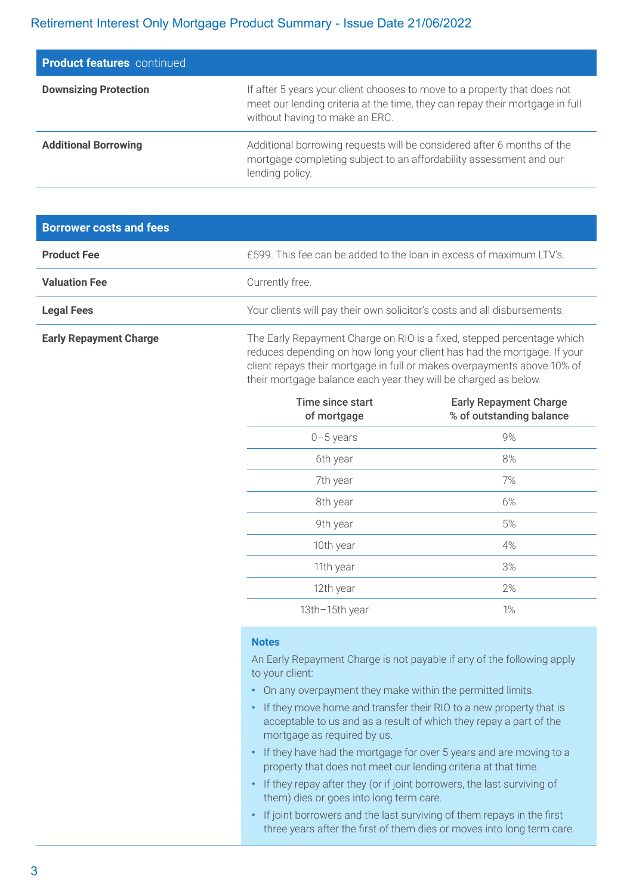## Product features continued

| | |
|---|---|
| **Downsizing Protection** | If after 5 years your client chooses to move to a property that does not meet our lending criteria at the time, they can repay their mortgage in full without having to make an ERC. |
| **Additional Borrowing** | Additional borrowing requests will be considered after 6 months of the mortgage completing subject to an affordability assessment and our lending policy. |

## Borrower costs and fees

| | |
|---|---|
| **Product Fee** | £599. This fee can be added to the loan in excess of maximum LTV's. |
| **Valuation Fee** | Currently free. |
| **Legal Fees** | Your clients will pay their own solicitor's costs and all disbursements. |

### Early Repayment Charge

The Early Repayment Charge on RIO is a fixed, stepped percentage which reduces depending on how long your client has had the mortgage. If your client repays their mortgage in full or makes overpayments above 10% of their mortgage balance each year they will be charged as below.

| Time since start of mortgage | Early Repayment Charge % of outstanding balance |
|---|---|
| 0–5 years | 9% |
| 6th year | 8% |
| 7th year | 7% |
| 8th year | 6% |
| 9th year | 5% |
| 10th year | 4% |
| 11th year | 3% |
| 12th year | 2% |
| 13th–15th year | 1% |

**Notes**

An Early Repayment Charge is not payable if any of the following apply to your client:

- On any overpayment they make within the permitted limits.
- If they move home and transfer their RIO to a new property that is acceptable to us and as a result of which they repay a part of the mortgage as required by us.
- If they have had the mortgage for over 5 years and are moving to a property that does not meet our lending criteria at that time.
- If they repay after they (or if joint borrowers, the last surviving of them) dies or goes into long term care.
- If joint borrowers and the last surviving of them repays in the first three years after the first of them dies or moves into long term care.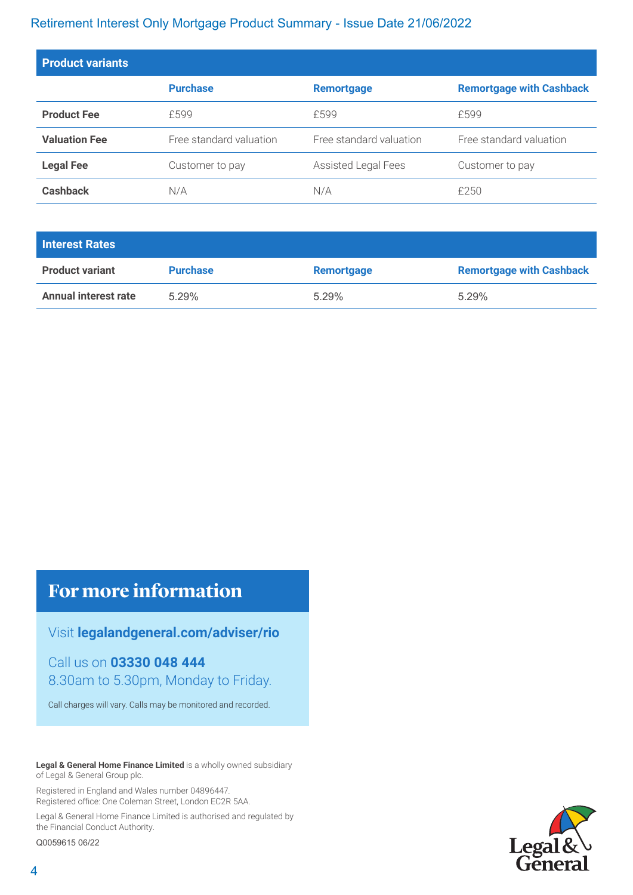Retirement Interest Only Mortgage Product Summary - Issue Date 21/06/2022

## Product variants

| | Purchase | Remortgage | Remortgage with Cashback |
|---|---|---|---|
| **Product Fee** | £599 | £599 | £599 |
| **Valuation Fee** | Free standard valuation | Free standard valuation | Free standard valuation |
| **Legal Fee** | Customer to pay | Assisted Legal Fees | Customer to pay |
| **Cashback** | N/A | N/A | £250 |

## Interest Rates

| Product variant | Purchase | Remortgage | Remortgage with Cashback |
|---|---|---|---|
| **Annual interest rate** | 5.29% | 5.29% | 5.29% |

## For more information

Visit **legalandgeneral.com/adviser/rio**

Call us on **03330 048 444**
8.30am to 5.30pm, Monday to Friday.

Call charges will vary. Calls may be monitored and recorded.

**Legal & General Home Finance Limited** is a wholly owned subsidiary of Legal & General Group plc.

Registered in England and Wales number 04896447.
Registered office: One Coleman Street, London EC2R 5AA.

Legal & General Home Finance Limited is authorised and regulated by the Financial Conduct Authority.

Q0059615 06/22

Legal & General